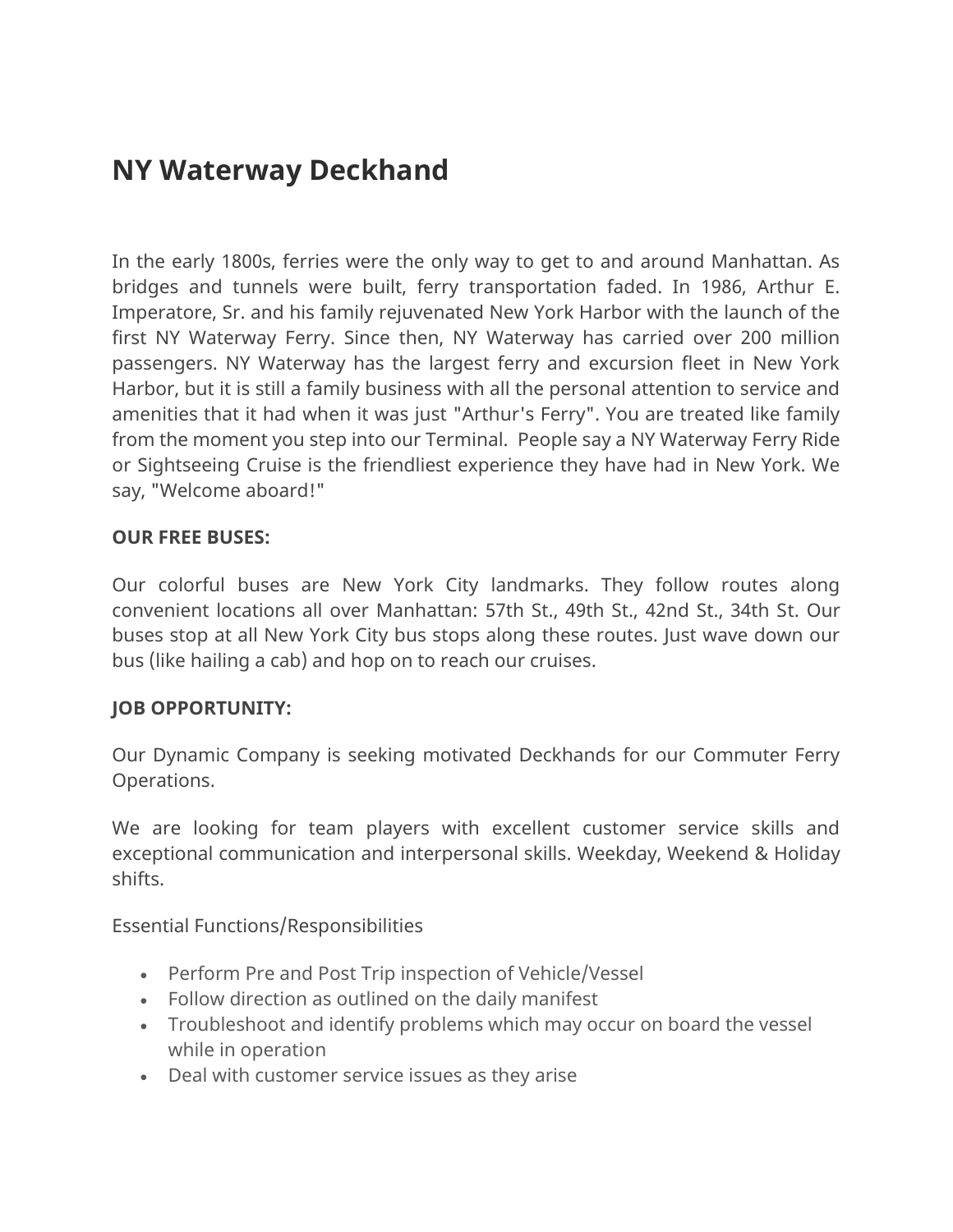# NY Waterway Deckhand

In the early 1800s, ferries were the only way to get to and around Manhattan. As bridges and tunnels were built, ferry transportation faded. In 1986, Arthur E. Imperatore, Sr. and his family rejuvenated New York Harbor with the launch of the first NY Waterway Ferry. Since then, NY Waterway has carried over 200 million passengers. NY Waterway has the largest ferry and excursion fleet in New York Harbor, but it is still a family business with all the personal attention to service and amenities that it had when it was just "Arthur's Ferry". You are treated like family from the moment you step into our Terminal. People say a NY Waterway Ferry Ride or Sightseeing Cruise is the friendliest experience they have had in New York. We say, "Welcome aboard!"

**OUR FREE BUSES:**

Our colorful buses are New York City landmarks. They follow routes along convenient locations all over Manhattan: 57th St., 49th St., 42nd St., 34th St. Our buses stop at all New York City bus stops along these routes. Just wave down our bus (like hailing a cab) and hop on to reach our cruises.

**JOB OPPORTUNITY:**

Our Dynamic Company is seeking motivated Deckhands for our Commuter Ferry Operations.

We are looking for team players with excellent customer service skills and exceptional communication and interpersonal skills. Weekday, Weekend & Holiday shifts.

Essential Functions/Responsibilities

- Perform Pre and Post Trip inspection of Vehicle/Vessel
- Follow direction as outlined on the daily manifest
- Troubleshoot and identify problems which may occur on board the vessel while in operation
- Deal with customer service issues as they arise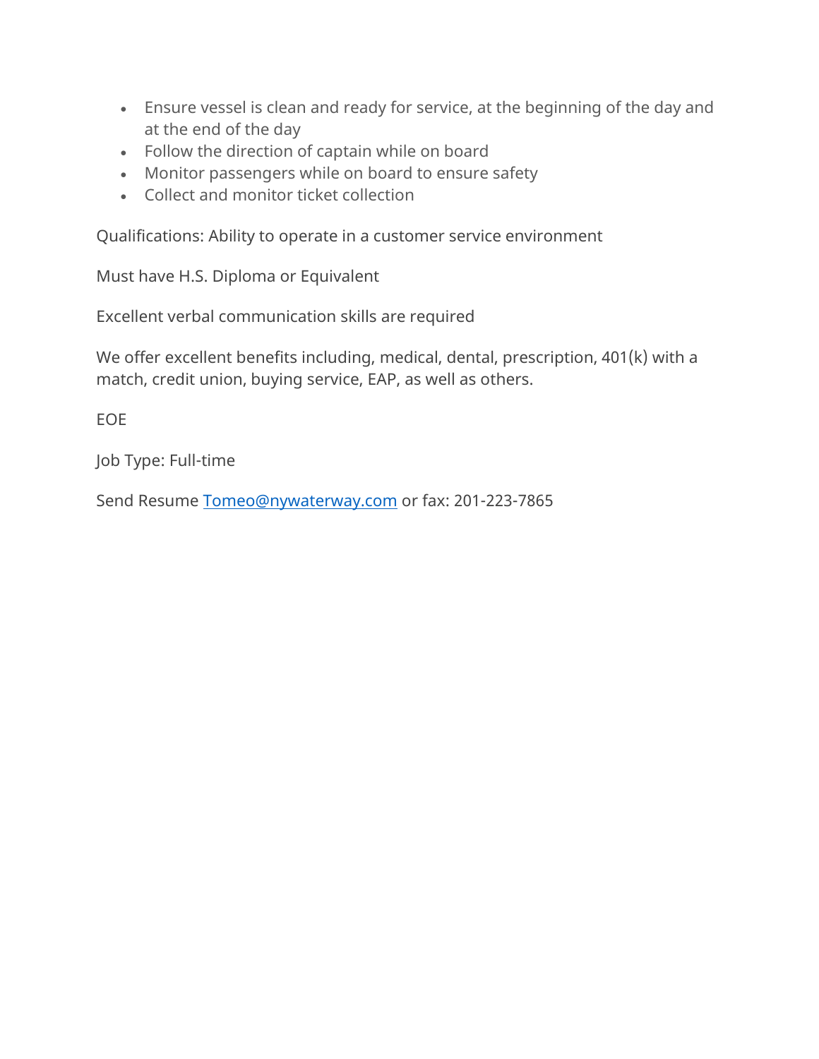- Ensure vessel is clean and ready for service, at the beginning of the day and at the end of the day
- Follow the direction of captain while on board
- Monitor passengers while on board to ensure safety
- Collect and monitor ticket collection

Qualifications: Ability to operate in a customer service environment

Must have H.S. Diploma or Equivalent

Excellent verbal communication skills are required

We offer excellent benefits including, medical, dental, prescription, 401(k) with a match, credit union, buying service, EAP, as well as others.

EOE

Job Type: Full-time

Send Resume Tomeo@nywaterway.com or fax: 201-223-7865